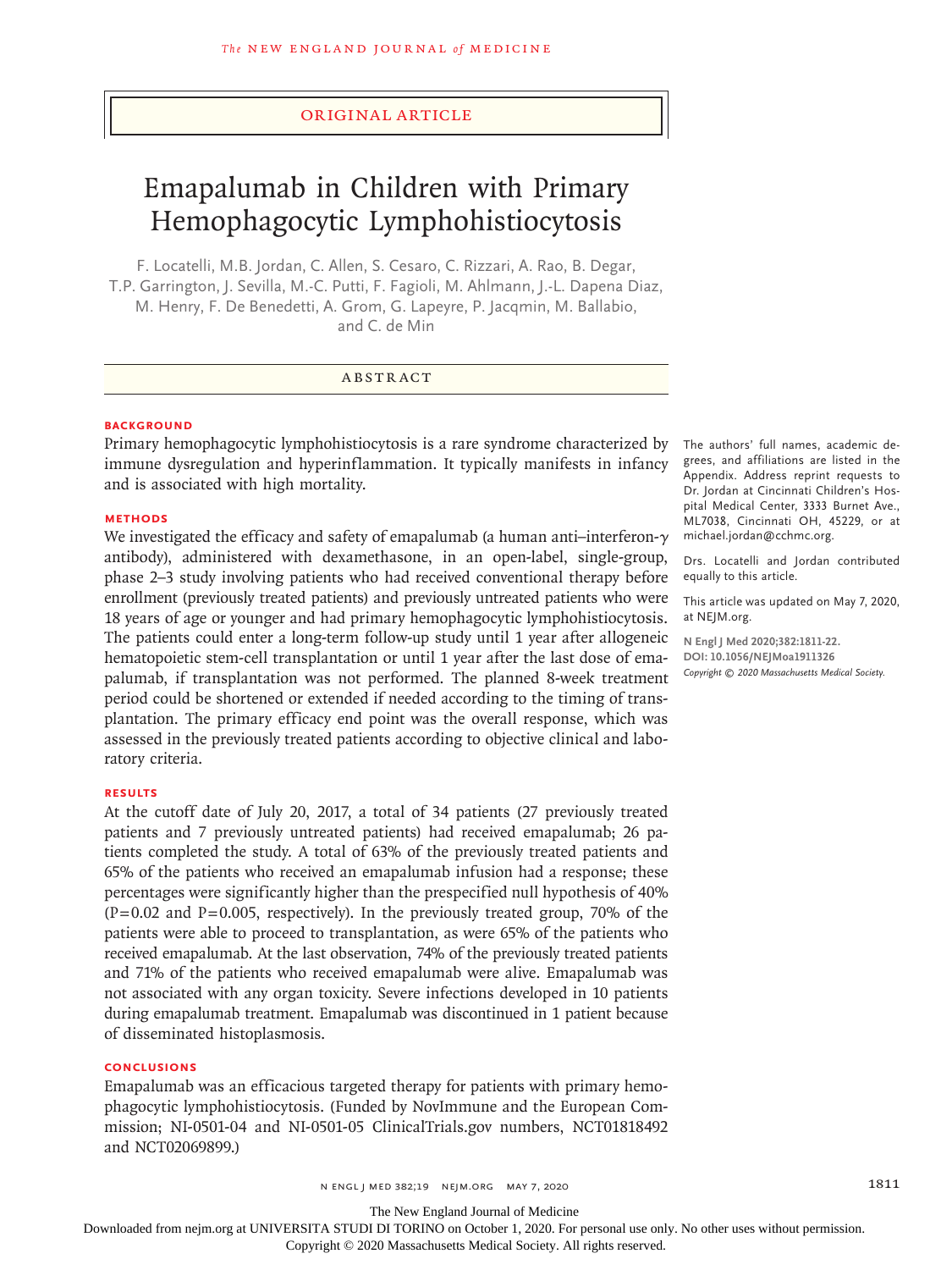Original Article

# Emapalumab in Children with Primary Hemophagocytic Lymphohistiocytosis

F. Locatelli, M.B. Jordan, C. Allen, S. Cesaro, C. Rizzari, A. Rao, B. Degar, T.P. Garrington, J. Sevilla, M.-C. Putti, F. Fagioli, M. Ahlmann, J.-L. Dapena Diaz, M. Henry, F. De Benedetti, A. Grom, G. Lapeyre, P. Jacqmin, M. Ballabio, and C. de Min

## Abstract

### Background

Primary hemophagocytic lymphohistiocytosis is a rare syndrome characterized by immune dysregulation and hyperinflammation. It typically manifests in infancy and is associated with high mortality.

### Methods

We investigated the efficacy and safety of emapalumab (a human anti–interferon-$\gamma$ antibody), administered with dexamethasone, in an open-label, single-group, phase 2–3 study involving patients who had received conventional therapy before enrollment (previously treated patients) and previously untreated patients who were 18 years of age or younger and had primary hemophagocytic lymphohistiocytosis. The patients could enter a long-term follow-up study until 1 year after allogeneic hematopoietic stem-cell transplantation or until 1 year after the last dose of emapalumab, if transplantation was not performed. The planned 8-week treatment period could be shortened or extended if needed according to the timing of transplantation. The primary efficacy end point was the overall response, which was assessed in the previously treated patients according to objective clinical and laboratory criteria.

### Results

At the cutoff date of July 20, 2017, a total of 34 patients (27 previously treated patients and 7 previously untreated patients) had received emapalumab; 26 patients completed the study. A total of 63% of the previously treated patients and 65% of the patients who received an emapalumab infusion had a response; these percentages were significantly higher than the prespecified null hypothesis of 40% (P=0.02 and P=0.005, respectively). In the previously treated group, 70% of the patients were able to proceed to transplantation, as were 65% of the patients who received emapalumab. At the last observation, 74% of the previously treated patients and 71% of the patients who received emapalumab were alive. Emapalumab was not associated with any organ toxicity. Severe infections developed in 10 patients during emapalumab treatment. Emapalumab was discontinued in 1 patient because of disseminated histoplasmosis.

### Conclusions

Emapalumab was an efficacious targeted therapy for patients with primary hemophagocytic lymphohistiocytosis. (Funded by NovImmune and the European Commission; NI-0501-04 and NI-0501-05 ClinicalTrials.gov numbers, NCT01818492 and NCT02069899.)

The authors' full names, academic degrees, and affiliations are listed in the Appendix. Address reprint requests to Dr. Jordan at Cincinnati Children's Hospital Medical Center, 3333 Burnet Ave., ML7038, Cincinnati OH, 45229, or at michael.jordan@cchmc.org.

Drs. Locatelli and Jordan contributed equally to this article.

This article was updated on May 7, 2020, at NEJM.org.

N Engl J Med 2020;382:1811-22.
DOI: 10.1056/NEJMoa1911326
*Copyright © 2020 Massachusetts Medical Society.*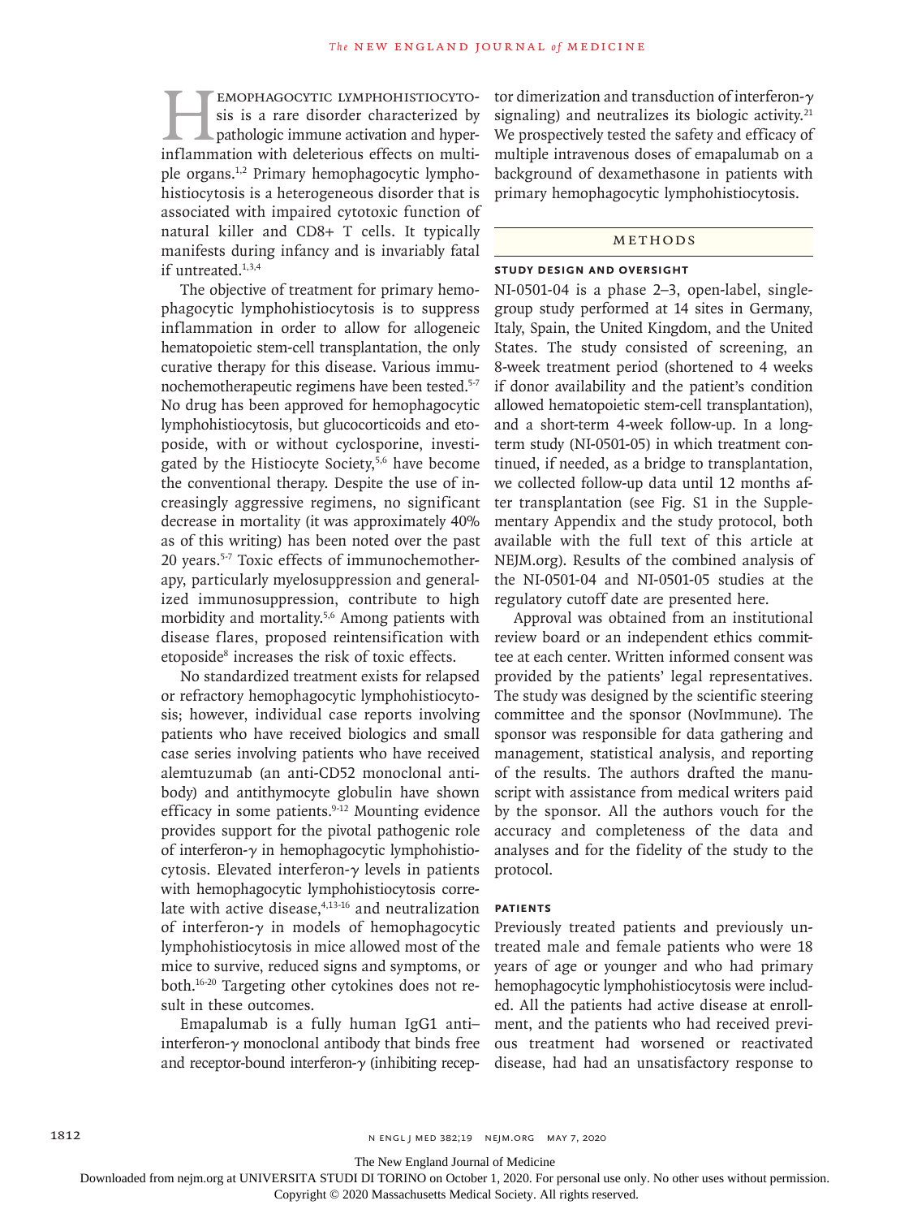Hemophagocytic lymphohistiocytosis is a rare disorder characterized by pathologic immune activation and hyperinflammation with deleterious effects on multiple organs.[1,2] Primary hemophagocytic lymphohistiocytosis is a heterogeneous disorder that is associated with impaired cytotoxic function of natural killer and CD8+ T cells. It typically manifests during infancy and is invariably fatal if untreated.[1,3,4]

The objective of treatment for primary hemophagocytic lymphohistiocytosis is to suppress inflammation in order to allow for allogeneic hematopoietic stem-cell transplantation, the only curative therapy for this disease. Various immunochemotherapeutic regimens have been tested.[5-7] No drug has been approved for hemophagocytic lymphohistiocytosis, but glucocorticoids and etoposide, with or without cyclosporine, investigated by the Histiocyte Society,[5,6] have become the conventional therapy. Despite the use of increasingly aggressive regimens, no significant decrease in mortality (it was approximately 40% as of this writing) has been noted over the past 20 years.[5-7] Toxic effects of immunochemotherapy, particularly myelosuppression and generalized immunosuppression, contribute to high morbidity and mortality.[5,6] Among patients with disease flares, proposed reintensification with etoposide[8] increases the risk of toxic effects.

No standardized treatment exists for relapsed or refractory hemophagocytic lymphohistiocytosis; however, individual case reports involving patients who have received biologics and small case series involving patients who have received alemtuzumab (an anti-CD52 monoclonal antibody) and antithymocyte globulin have shown efficacy in some patients.[9-12] Mounting evidence provides support for the pivotal pathogenic role of interferon-γ in hemophagocytic lymphohistiocytosis. Elevated interferon-γ levels in patients with hemophagocytic lymphohistiocytosis correlate with active disease,[4,13-16] and neutralization of interferon-γ in models of hemophagocytic lymphohistiocytosis in mice allowed most of the mice to survive, reduced signs and symptoms, or both.[16-20] Targeting other cytokines does not result in these outcomes.

Emapalumab is a fully human IgG1 anti–interferon-γ monoclonal antibody that binds free and receptor-bound interferon-γ (inhibiting receptor dimerization and transduction of interferon-γ signaling) and neutralizes its biologic activity.[21] We prospectively tested the safety and efficacy of multiple intravenous doses of emapalumab on a background of dexamethasone in patients with primary hemophagocytic lymphohistiocytosis.

## Methods

### Study Design and Oversight

NI-0501-04 is a phase 2–3, open-label, single-group study performed at 14 sites in Germany, Italy, Spain, the United Kingdom, and the United States. The study consisted of screening, an 8-week treatment period (shortened to 4 weeks if donor availability and the patient's condition allowed hematopoietic stem-cell transplantation), and a short-term 4-week follow-up. In a long-term study (NI-0501-05) in which treatment continued, if needed, as a bridge to transplantation, we collected follow-up data until 12 months after transplantation (see Fig. S1 in the Supplementary Appendix and the study protocol, both available with the full text of this article at NEJM.org). Results of the combined analysis of the NI-0501-04 and NI-0501-05 studies at the regulatory cutoff date are presented here.

Approval was obtained from an institutional review board or an independent ethics committee at each center. Written informed consent was provided by the patients' legal representatives. The study was designed by the scientific steering committee and the sponsor (NovImmune). The sponsor was responsible for data gathering and management, statistical analysis, and reporting of the results. The authors drafted the manuscript with assistance from medical writers paid by the sponsor. All the authors vouch for the accuracy and completeness of the data and analyses and for the fidelity of the study to the protocol.

### Patients

Previously treated patients and previously untreated male and female patients who were 18 years of age or younger and who had primary hemophagocytic lymphohistiocytosis were included. All the patients had active disease at enrollment, and the patients who had received previous treatment had worsened or reactivated disease, had had an unsatisfactory response to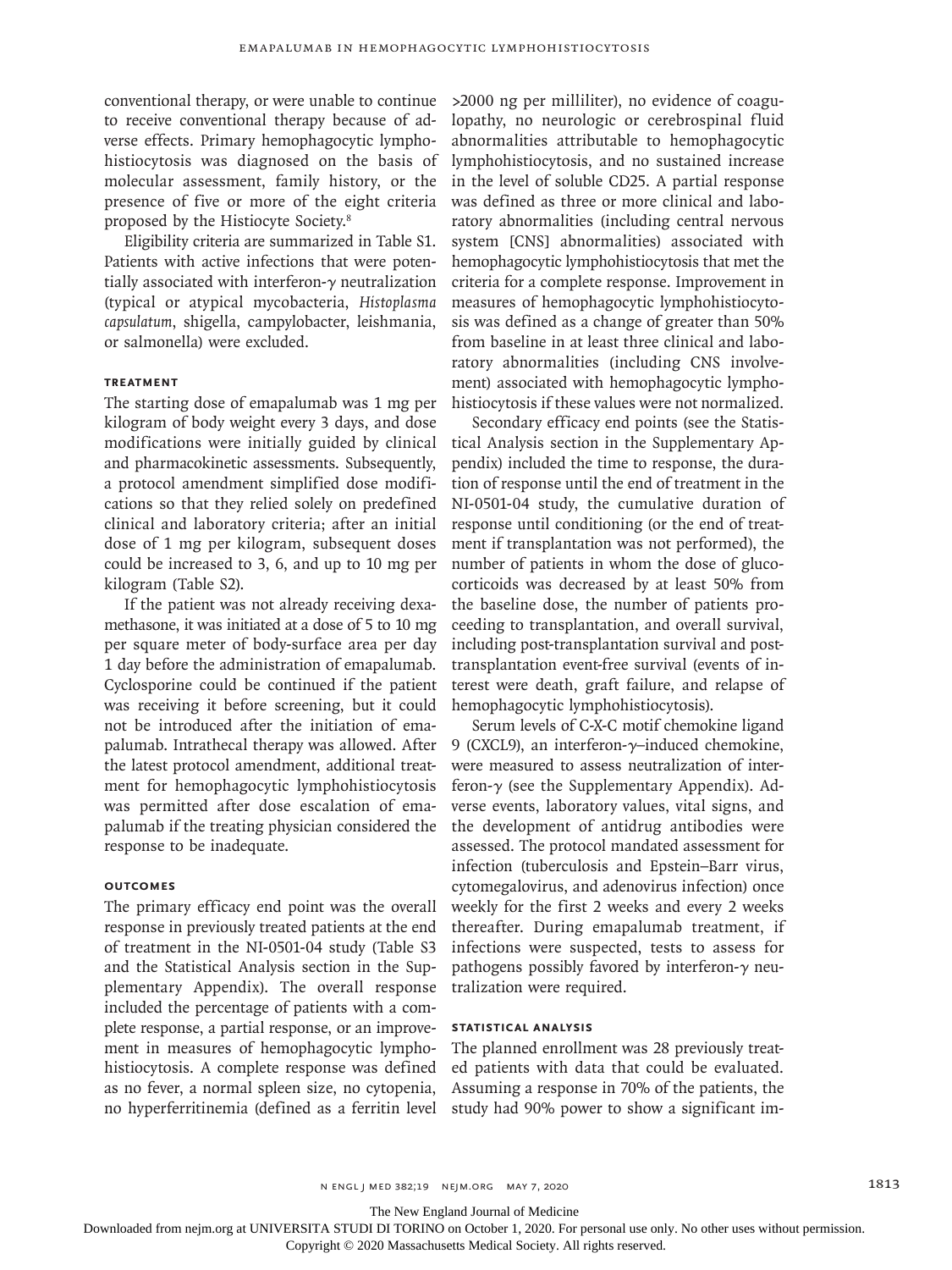conventional therapy, or were unable to continue to receive conventional therapy because of adverse effects. Primary hemophagocytic lymphohistiocytosis was diagnosed on the basis of molecular assessment, family history, or the presence of five or more of the eight criteria proposed by the Histiocyte Society.[8]

Eligibility criteria are summarized in Table S1. Patients with active infections that were potentially associated with interferon-γ neutralization (typical or atypical mycobacteria, *Histoplasma capsulatum*, shigella, campylobacter, leishmania, or salmonella) were excluded.

### Treatment

The starting dose of emapalumab was 1 mg per kilogram of body weight every 3 days, and dose modifications were initially guided by clinical and pharmacokinetic assessments. Subsequently, a protocol amendment simplified dose modifications so that they relied solely on predefined clinical and laboratory criteria; after an initial dose of 1 mg per kilogram, subsequent doses could be increased to 3, 6, and up to 10 mg per kilogram (Table S2).

If the patient was not already receiving dexamethasone, it was initiated at a dose of 5 to 10 mg per square meter of body-surface area per day 1 day before the administration of emapalumab. Cyclosporine could be continued if the patient was receiving it before screening, but it could not be introduced after the initiation of emapalumab. Intrathecal therapy was allowed. After the latest protocol amendment, additional treatment for hemophagocytic lymphohistiocytosis was permitted after dose escalation of emapalumab if the treating physician considered the response to be inadequate.

### Outcomes

The primary efficacy end point was the overall response in previously treated patients at the end of treatment in the NI-0501-04 study (Table S3 and the Statistical Analysis section in the Supplementary Appendix). The overall response included the percentage of patients with a complete response, a partial response, or an improvement in measures of hemophagocytic lymphohistiocytosis. A complete response was defined as no fever, a normal spleen size, no cytopenia, no hyperferritinemia (defined as a ferritin level >2000 ng per milliliter), no evidence of coagulopathy, no neurologic or cerebrospinal fluid abnormalities attributable to hemophagocytic lymphohistiocytosis, and no sustained increase in the level of soluble CD25. A partial response was defined as three or more clinical and laboratory abnormalities (including central nervous system [CNS] abnormalities) associated with hemophagocytic lymphohistiocytosis that met the criteria for a complete response. Improvement in measures of hemophagocytic lymphohistiocytosis was defined as a change of greater than 50% from baseline in at least three clinical and laboratory abnormalities (including CNS involvement) associated with hemophagocytic lymphohistiocytosis if these values were not normalized.

Secondary efficacy end points (see the Statistical Analysis section in the Supplementary Appendix) included the time to response, the duration of response until the end of treatment in the NI-0501-04 study, the cumulative duration of response until conditioning (or the end of treatment if transplantation was not performed), the number of patients in whom the dose of glucocorticoids was decreased by at least 50% from the baseline dose, the number of patients proceeding to transplantation, and overall survival, including post-transplantation survival and post-transplantation event-free survival (events of interest were death, graft failure, and relapse of hemophagocytic lymphohistiocytosis).

Serum levels of C-X-C motif chemokine ligand 9 (CXCL9), an interferon-γ–induced chemokine, were measured to assess neutralization of interferon-γ (see the Supplementary Appendix). Adverse events, laboratory values, vital signs, and the development of antidrug antibodies were assessed. The protocol mandated assessment for infection (tuberculosis and Epstein–Barr virus, cytomegalovirus, and adenovirus infection) once weekly for the first 2 weeks and every 2 weeks thereafter. During emapalumab treatment, if infections were suspected, tests to assess for pathogens possibly favored by interferon-γ neutralization were required.

### Statistical Analysis

The planned enrollment was 28 previously treated patients with data that could be evaluated. Assuming a response in 70% of the patients, the study had 90% power to show a significant im-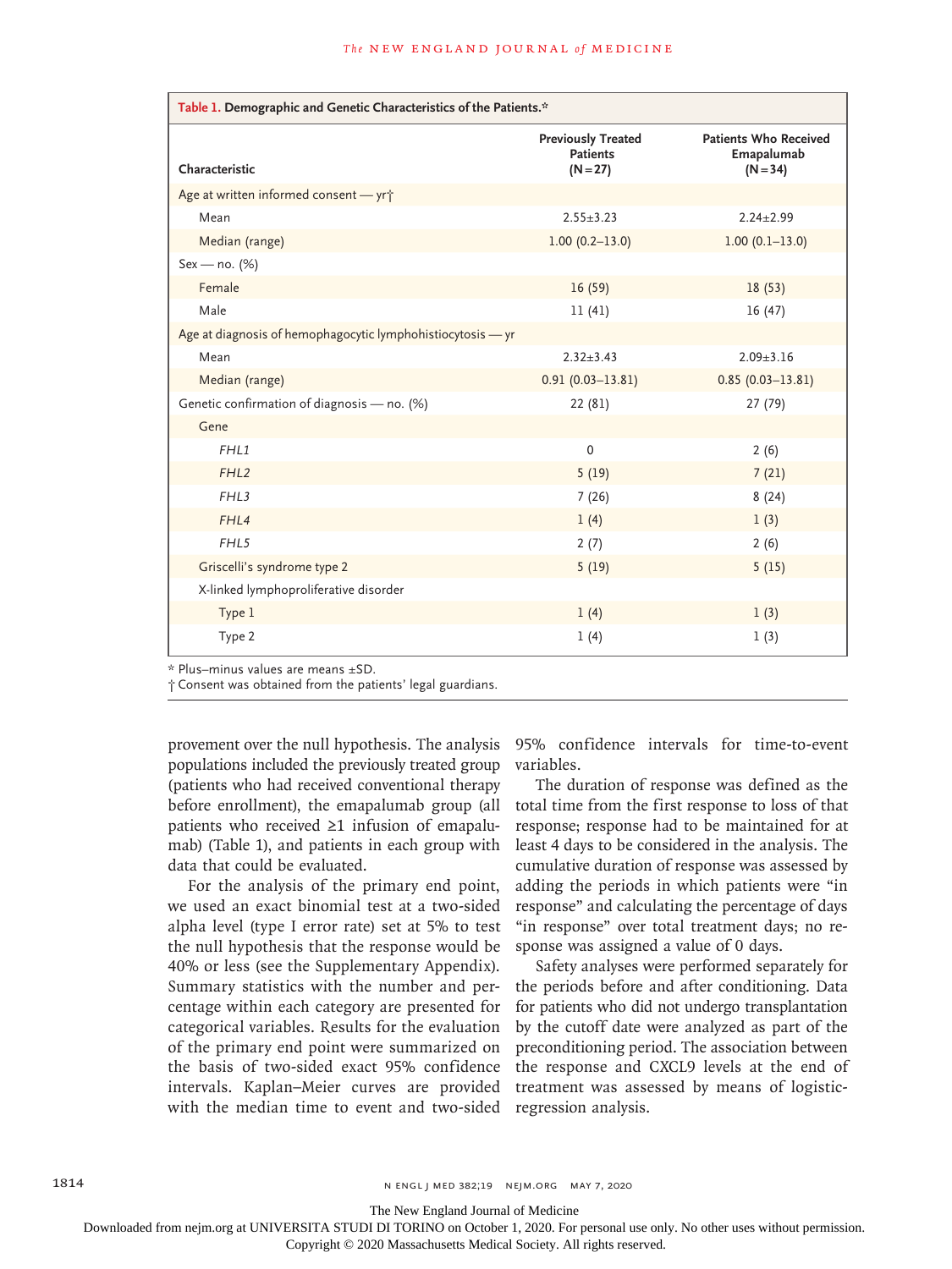**Table 1. Demographic and Genetic Characteristics of the Patients.***

| Characteristic | Previously Treated Patients (N=27) | Patients Who Received Emapalumab (N=34) |
|---|---|---|
| Age at written informed consent — yr† | | |
| Mean | 2.55±3.23 | 2.24±2.99 |
| Median (range) | 1.00 (0.2–13.0) | 1.00 (0.1–13.0) |
| Sex — no. (%) | | |
| Female | 16 (59) | 18 (53) |
| Male | 11 (41) | 16 (47) |
| Age at diagnosis of hemophagocytic lymphohistiocytosis — yr | | |
| Mean | 2.32±3.43 | 2.09±3.16 |
| Median (range) | 0.91 (0.03–13.81) | 0.85 (0.03–13.81) |
| Genetic confirmation of diagnosis — no. (%) | 22 (81) | 27 (79) |
| Gene | | |
| *FHL1* | 0 | 2 (6) |
| *FHL2* | 5 (19) | 7 (21) |
| *FHL3* | 7 (26) | 8 (24) |
| *FHL4* | 1 (4) | 1 (3) |
| *FHL5* | 2 (7) | 2 (6) |
| Griscelli's syndrome type 2 | 5 (19) | 5 (15) |
| X-linked lymphoproliferative disorder | | |
| Type 1 | 1 (4) | 1 (3) |
| Type 2 | 1 (4) | 1 (3) |

\* Plus–minus values are means ±SD.
† Consent was obtained from the patients' legal guardians.

provement over the null hypothesis. The analysis populations included the previously treated group (patients who had received conventional therapy before enrollment), the emapalumab group (all patients who received ≥1 infusion of emapalumab) (Table 1), and patients in each group with data that could be evaluated.

For the analysis of the primary end point, we used an exact binomial test at a two-sided alpha level (type I error rate) set at 5% to test the null hypothesis that the response would be 40% or less (see the Supplementary Appendix). Summary statistics with the number and percentage within each category are presented for categorical variables. Results for the evaluation of the primary end point were summarized on the basis of two-sided exact 95% confidence intervals. Kaplan–Meier curves are provided with the median time to event and two-sided 95% confidence intervals for time-to-event variables.

The duration of response was defined as the total time from the first response to loss of that response; response had to be maintained for at least 4 days to be considered in the analysis. The cumulative duration of response was assessed by adding the periods in which patients were "in response" and calculating the percentage of days "in response" over total treatment days; no response was assigned a value of 0 days.

Safety analyses were performed separately for the periods before and after conditioning. Data for patients who did not undergo transplantation by the cutoff date were analyzed as part of the preconditioning period. The association between the response and CXCL9 levels at the end of treatment was assessed by means of logistic-regression analysis.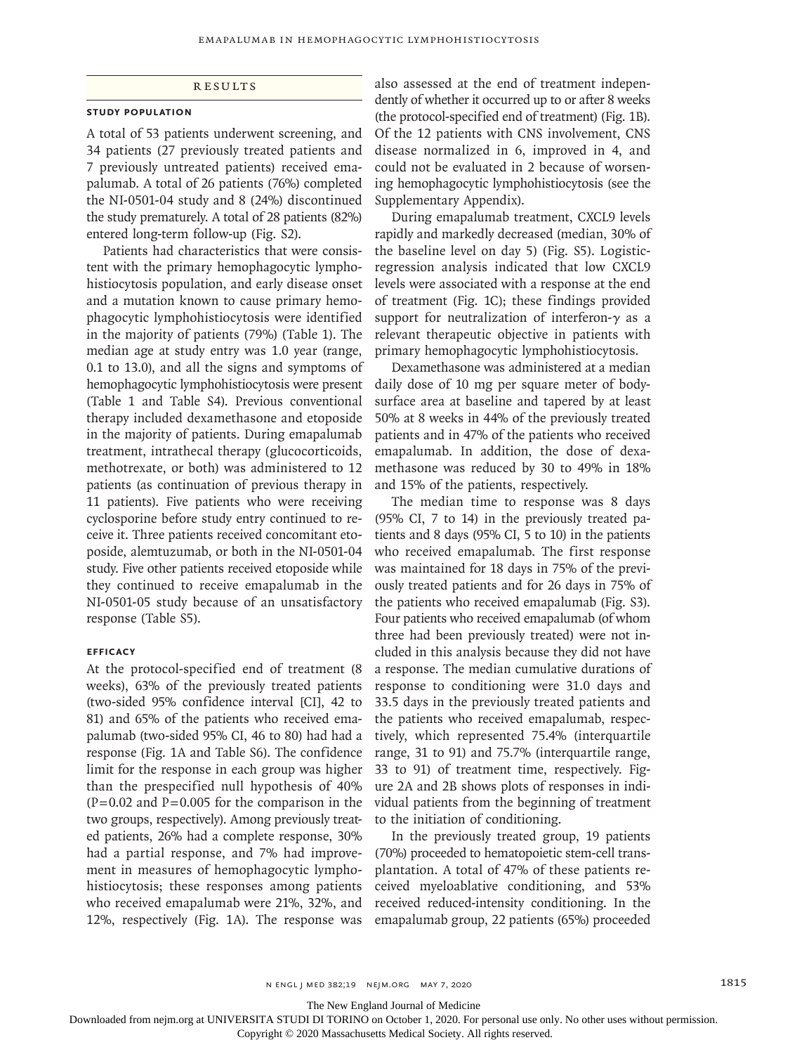## Results

### Study Population

A total of 53 patients underwent screening, and 34 patients (27 previously treated patients and 7 previously untreated patients) received emapalumab. A total of 26 patients (76%) completed the NI-0501-04 study and 8 (24%) discontinued the study prematurely. A total of 28 patients (82%) entered long-term follow-up (Fig. S2).

Patients had characteristics that were consistent with the primary hemophagocytic lymphohistiocytosis population, and early disease onset and a mutation known to cause primary hemophagocytic lymphohistiocytosis were identified in the majority of patients (79%) (Table 1). The median age at study entry was 1.0 year (range, 0.1 to 13.0), and all the signs and symptoms of hemophagocytic lymphohistiocytosis were present (Table 1 and Table S4). Previous conventional therapy included dexamethasone and etoposide in the majority of patients. During emapalumab treatment, intrathecal therapy (glucocorticoids, methotrexate, or both) was administered to 12 patients (as continuation of previous therapy in 11 patients). Five patients who were receiving cyclosporine before study entry continued to receive it. Three patients received concomitant etoposide, alemtuzumab, or both in the NI-0501-04 study. Five other patients received etoposide while they continued to receive emapalumab in the NI-0501-05 study because of an unsatisfactory response (Table S5).

### Efficacy

At the protocol-specified end of treatment (8 weeks), 63% of the previously treated patients (two-sided 95% confidence interval [CI], 42 to 81) and 65% of the patients who received emapalumab (two-sided 95% CI, 46 to 80) had had a response (Fig. 1A and Table S6). The confidence limit for the response in each group was higher than the prespecified null hypothesis of 40% ($P=0.02$ and $P=0.005$ for the comparison in the two groups, respectively). Among previously treated patients, 26% had a complete response, 30% had a partial response, and 7% had improvement in measures of hemophagocytic lymphohistiocytosis; these responses among patients who received emapalumab were 21%, 32%, and 12%, respectively (Fig. 1A). The response was also assessed at the end of treatment independently of whether it occurred up to or after 8 weeks (the protocol-specified end of treatment) (Fig. 1B). Of the 12 patients with CNS involvement, CNS disease normalized in 6, improved in 4, and could not be evaluated in 2 because of worsening hemophagocytic lymphohistiocytosis (see the Supplementary Appendix).

During emapalumab treatment, CXCL9 levels rapidly and markedly decreased (median, 30% of the baseline level on day 5) (Fig. S5). Logistic-regression analysis indicated that low CXCL9 levels were associated with a response at the end of treatment (Fig. 1C); these findings provided support for neutralization of interferon-$\gamma$ as a relevant therapeutic objective in patients with primary hemophagocytic lymphohistiocytosis.

Dexamethasone was administered at a median daily dose of 10 mg per square meter of body-surface area at baseline and tapered by at least 50% at 8 weeks in 44% of the previously treated patients and in 47% of the patients who received emapalumab. In addition, the dose of dexamethasone was reduced by 30 to 49% in 18% and 15% of the patients, respectively.

The median time to response was 8 days (95% CI, 7 to 14) in the previously treated patients and 8 days (95% CI, 5 to 10) in the patients who received emapalumab. The first response was maintained for 18 days in 75% of the previously treated patients and for 26 days in 75% of the patients who received emapalumab (Fig. S3). Four patients who received emapalumab (of whom three had been previously treated) were not included in this analysis because they did not have a response. The median cumulative durations of response to conditioning were 31.0 days and 33.5 days in the previously treated patients and the patients who received emapalumab, respectively, which represented 75.4% (interquartile range, 31 to 91) and 75.7% (interquartile range, 33 to 91) of treatment time, respectively. Figure 2A and 2B shows plots of responses in individual patients from the beginning of treatment to the initiation of conditioning.

In the previously treated group, 19 patients (70%) proceeded to hematopoietic stem-cell transplantation. A total of 47% of these patients received myeloablative conditioning, and 53% received reduced-intensity conditioning. In the emapalumab group, 22 patients (65%) proceeded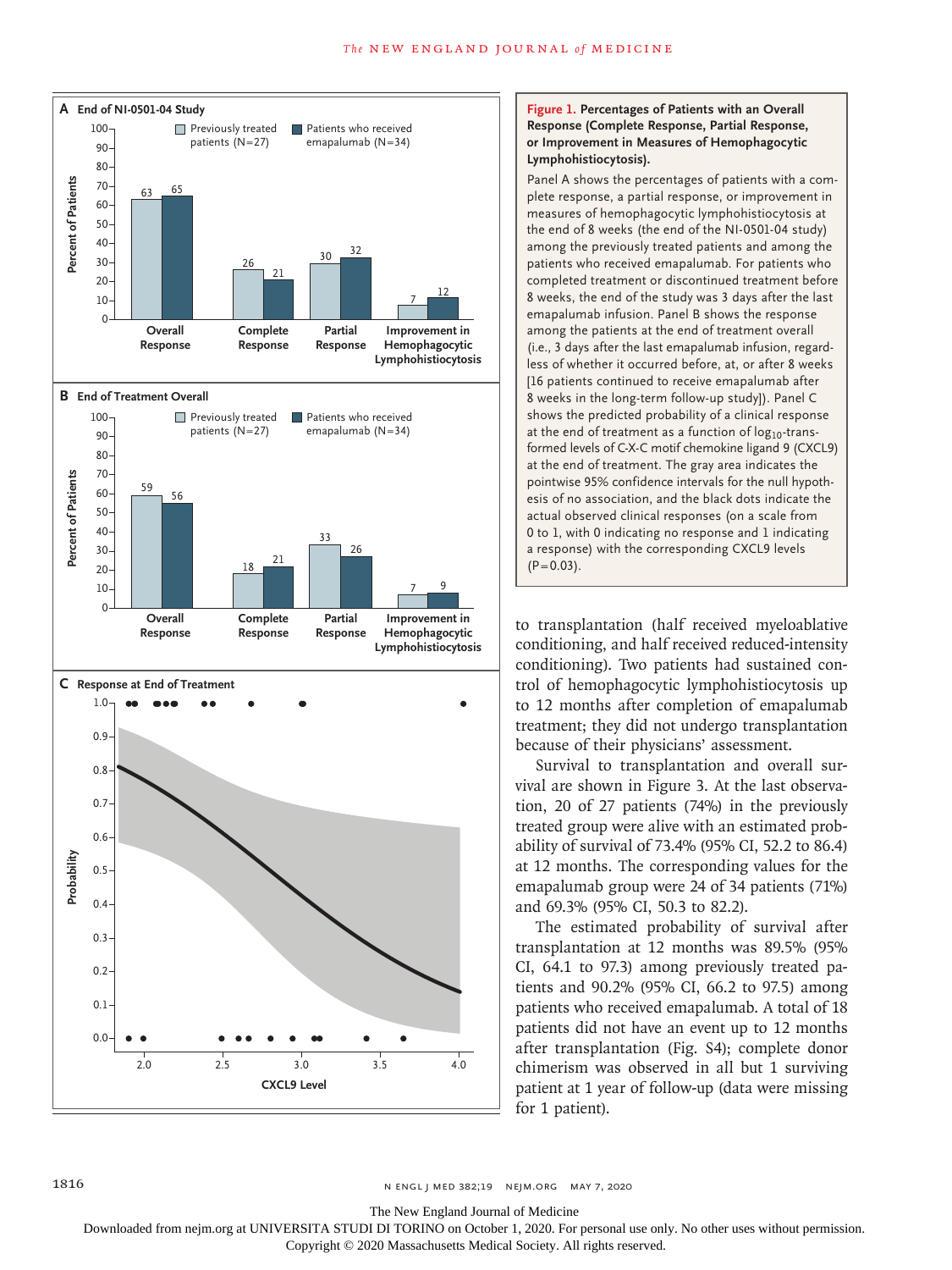**Figure 1. Percentages of Patients with an Overall Response (Complete Response, Partial Response, or Improvement in Measures of Hemophagocytic Lymphohistiocytosis).**

Panel A shows the percentages of patients with a complete response, a partial response, or improvement in measures of hemophagocytic lymphohistiocytosis at the end of 8 weeks (the end of the NI-0501-04 study) among the previously treated patients and among the patients who received emapalumab. For patients who completed treatment or discontinued treatment before 8 weeks, the end of the study was 3 days after the last emapalumab infusion. Panel B shows the response among the patients at the end of treatment overall (i.e., 3 days after the last emapalumab infusion, regardless of whether it occurred before, at, or after 8 weeks [16 patients continued to receive emapalumab after 8 weeks in the long-term follow-up study]). Panel C shows the predicted probability of a clinical response at the end of treatment as a function of $\log_{10}$-transformed levels of C-X-C motif chemokine ligand 9 (CXCL9) at the end of treatment. The gray area indicates the pointwise 95% confidence intervals for the null hypothesis of no association, and the black dots indicate the actual observed clinical responses (on a scale from 0 to 1, with 0 indicating no response and 1 indicating a response) with the corresponding CXCL9 levels (P=0.03).

to transplantation (half received myeloablative conditioning, and half received reduced-intensity conditioning). Two patients had sustained control of hemophagocytic lymphohistiocytosis up to 12 months after completion of emapalumab treatment; they did not undergo transplantation because of their physicians' assessment.

Survival to transplantation and overall survival are shown in Figure 3. At the last observation, 20 of 27 patients (74%) in the previously treated group were alive with an estimated probability of survival of 73.4% (95% CI, 52.2 to 86.4) at 12 months. The corresponding values for the emapalumab group were 24 of 34 patients (71%) and 69.3% (95% CI, 50.3 to 82.2).

The estimated probability of survival after transplantation at 12 months was 89.5% (95% CI, 64.1 to 97.3) among previously treated patients and 90.2% (95% CI, 66.2 to 97.5) among patients who received emapalumab. A total of 18 patients did not have an event up to 12 months after transplantation (Fig. S4); complete donor chimerism was observed in all but 1 surviving patient at 1 year of follow-up (data were missing for 1 patient).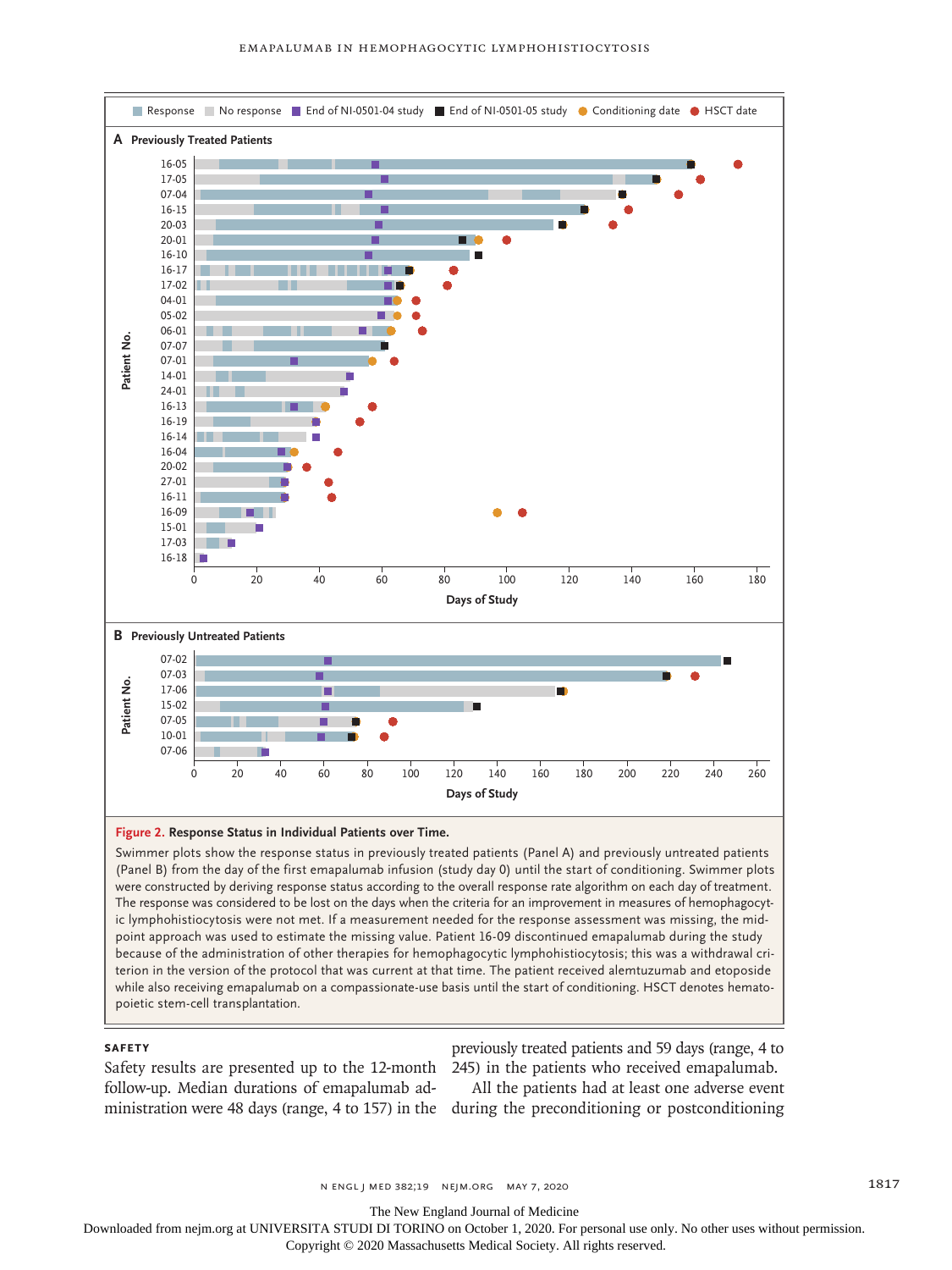**Figure 2. Response Status in Individual Patients over Time.**

Swimmer plots show the response status in previously treated patients (Panel A) and previously untreated patients (Panel B) from the day of the first emapalumab infusion (study day 0) until the start of conditioning. Swimmer plots were constructed by deriving response status according to the overall response rate algorithm on each day of treatment. The response was considered to be lost on the days when the criteria for an improvement in measures of hemophagocytic lymphohistiocytosis were not met. If a measurement needed for the response assessment was missing, the midpoint approach was used to estimate the missing value. Patient 16-09 discontinued emapalumab during the study because of the administration of other therapies for hemophagocytic lymphohistiocytosis; this was a withdrawal criterion in the version of the protocol that was current at that time. The patient received alemtuzumab and etoposide while also receiving emapalumab on a compassionate-use basis until the start of conditioning. HSCT denotes hematopoietic stem-cell transplantation.

### Safety

Safety results are presented up to the 12-month follow-up. Median durations of emapalumab administration were 48 days (range, 4 to 157) in the previously treated patients and 59 days (range, 4 to 245) in the patients who received emapalumab.

All the patients had at least one adverse event during the preconditioning or postconditioning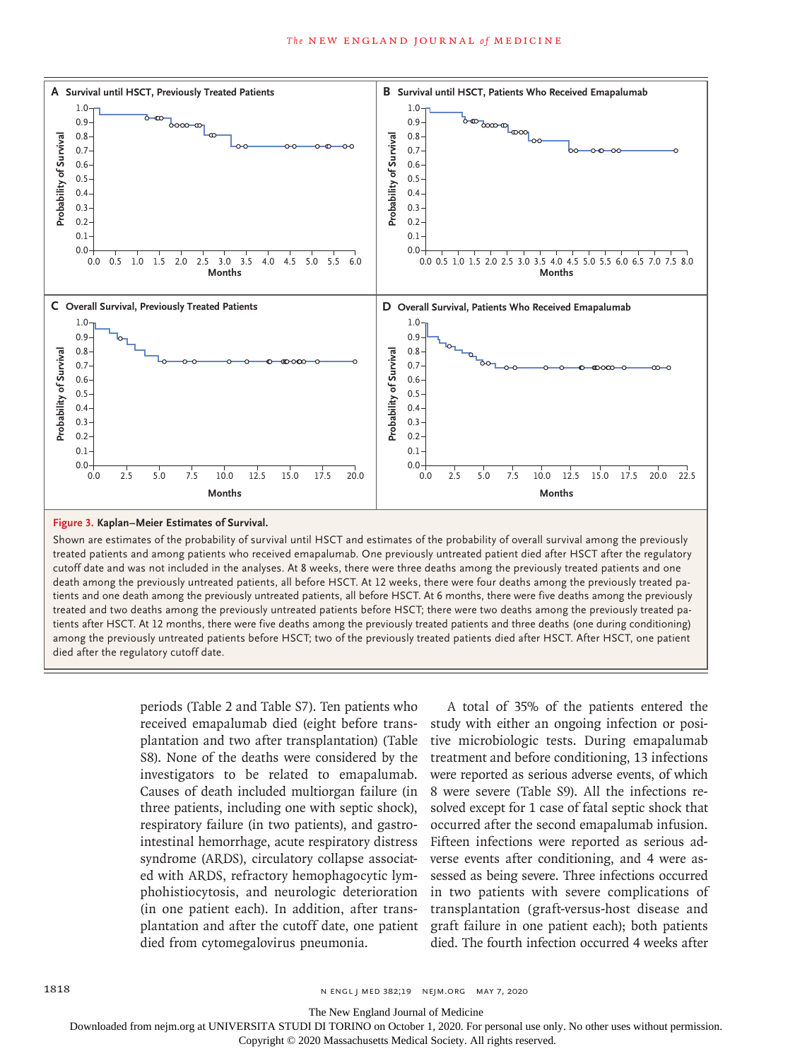**Figure 3. Kaplan–Meier Estimates of Survival.**

Shown are estimates of the probability of survival until HSCT and estimates of the probability of overall survival among the previously treated patients and among patients who received emapalumab. One previously untreated patient died after HSCT after the regulatory cutoff date and was not included in the analyses. At 8 weeks, there were three deaths among the previously treated patients and one death among the previously untreated patients, all before HSCT. At 12 weeks, there were four deaths among the previously treated patients and one death among the previously untreated patients, all before HSCT. At 6 months, there were five deaths among the previously treated and two deaths among the previously untreated patients before HSCT; there were two deaths among the previously treated patients after HSCT. At 12 months, there were five deaths among the previously treated patients and three deaths (one during conditioning) among the previously untreated patients before HSCT; two of the previously treated patients died after HSCT. After HSCT, one patient died after the regulatory cutoff date.

periods (Table 2 and Table S7). Ten patients who received emapalumab died (eight before transplantation and two after transplantation) (Table S8). None of the deaths were considered by the investigators to be related to emapalumab. Causes of death included multiorgan failure (in three patients, including one with septic shock), respiratory failure (in two patients), and gastrointestinal hemorrhage, acute respiratory distress syndrome (ARDS), circulatory collapse associated with ARDS, refractory hemophagocytic lymphohistiocytosis, and neurologic deterioration (in one patient each). In addition, after transplantation and after the cutoff date, one patient died from cytomegalovirus pneumonia.

A total of 35% of the patients entered the study with either an ongoing infection or positive microbiologic tests. During emapalumab treatment and before conditioning, 13 infections were reported as serious adverse events, of which 8 were severe (Table S9). All the infections resolved except for 1 case of fatal septic shock that occurred after the second emapalumab infusion. Fifteen infections were reported as serious adverse events after conditioning, and 4 were assessed as being severe. Three infections occurred in two patients with severe complications of transplantation (graft-versus-host disease and graft failure in one patient each); both patients died. The fourth infection occurred 4 weeks after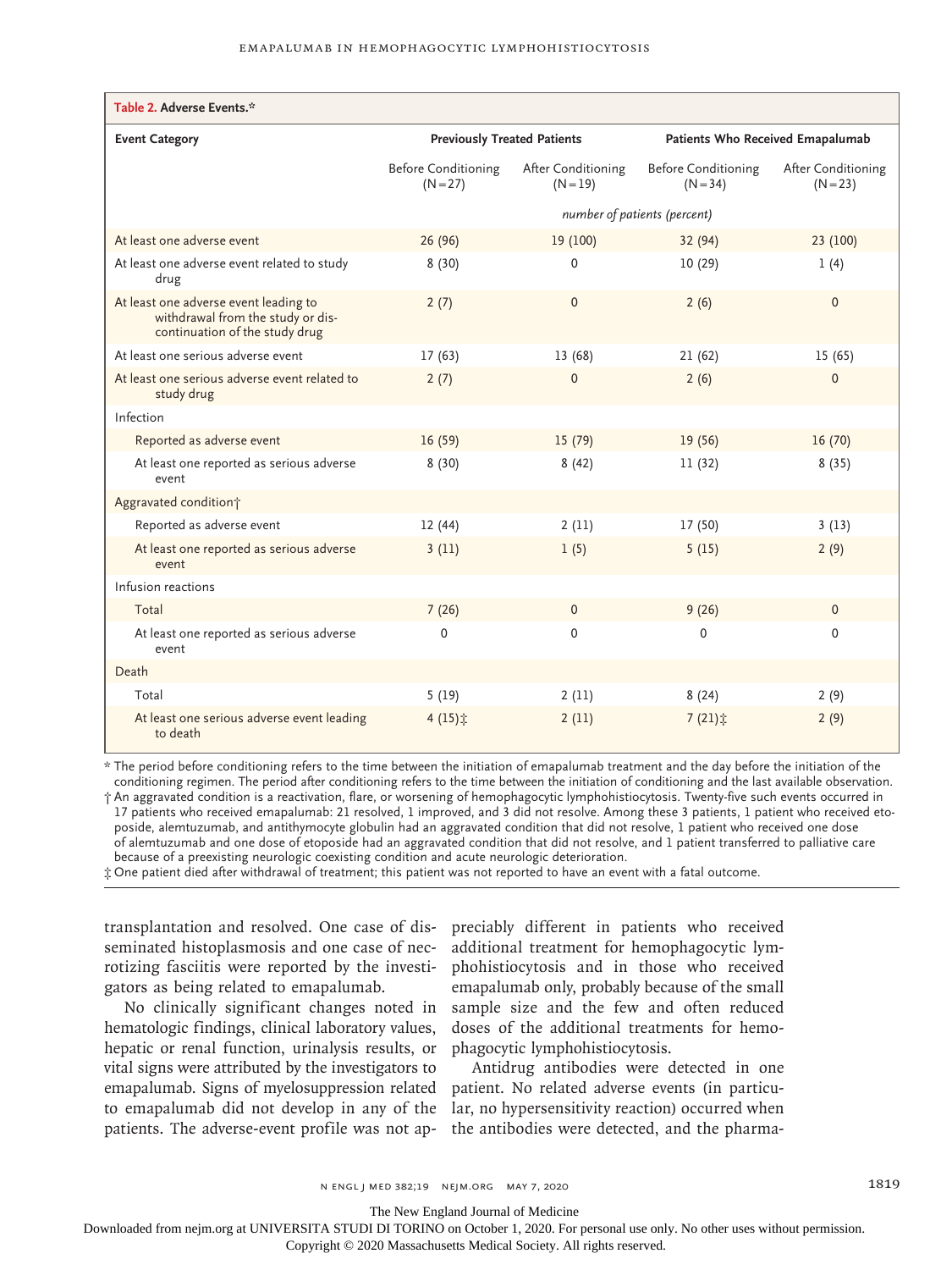**Table 2. Adverse Events.***

| Event Category | Previously Treated Patients | | Patients Who Received Emapalumab | |
|---|---|---|---|---|
| | Before Conditioning (N=27) | After Conditioning (N=19) | Before Conditioning (N=34) | After Conditioning (N=23) |
| | *number of patients (percent)* | | | |
| At least one adverse event | 26 (96) | 19 (100) | 32 (94) | 23 (100) |
| At least one adverse event related to study drug | 8 (30) | 0 | 10 (29) | 1 (4) |
| At least one adverse event leading to withdrawal from the study or discontinuation of the study drug | 2 (7) | 0 | 2 (6) | 0 |
| At least one serious adverse event | 17 (63) | 13 (68) | 21 (62) | 15 (65) |
| At least one serious adverse event related to study drug | 2 (7) | 0 | 2 (6) | 0 |
| Infection | | | | |
| Reported as adverse event | 16 (59) | 15 (79) | 19 (56) | 16 (70) |
| At least one reported as serious adverse event | 8 (30) | 8 (42) | 11 (32) | 8 (35) |
| Aggravated condition† | | | | |
| Reported as adverse event | 12 (44) | 2 (11) | 17 (50) | 3 (13) |
| At least one reported as serious adverse event | 3 (11) | 1 (5) | 5 (15) | 2 (9) |
| Infusion reactions | | | | |
| Total | 7 (26) | 0 | 9 (26) | 0 |
| At least one reported as serious adverse event | 0 | 0 | 0 | 0 |
| Death | | | | |
| Total | 5 (19) | 2 (11) | 8 (24) | 2 (9) |
| At least one serious adverse event leading to death | 4 (15)‡ | 2 (11) | 7 (21)‡ | 2 (9) |

\* The period before conditioning refers to the time between the initiation of emapalumab treatment and the day before the initiation of the conditioning regimen. The period after conditioning refers to the time between the initiation of conditioning and the last available observation.

† An aggravated condition is a reactivation, flare, or worsening of hemophagocytic lymphohistiocytosis. Twenty-five such events occurred in 17 patients who received emapalumab: 21 resolved, 1 improved, and 3 did not resolve. Among these 3 patients, 1 patient who received etoposide, alemtuzumab, and antithymocyte globulin had an aggravated condition that did not resolve, 1 patient who received one dose of alemtuzumab and one dose of etoposide had an aggravated condition that did not resolve, and 1 patient transferred to palliative care because of a preexisting neurologic coexisting condition and acute neurologic deterioration.

‡ One patient died after withdrawal of treatment; this patient was not reported to have an event with a fatal outcome.

transplantation and resolved. One case of disseminated histoplasmosis and one case of necrotizing fasciitis were reported by the investigators as being related to emapalumab.

No clinically significant changes noted in hematologic findings, clinical laboratory values, hepatic or renal function, urinalysis results, or vital signs were attributed by the investigators to emapalumab. Signs of myelosuppression related to emapalumab did not develop in any of the patients. The adverse-event profile was not appreciably different in patients who received additional treatment for hemophagocytic lymphohistiocytosis and in those who received emapalumab only, probably because of the small sample size and the few and often reduced doses of the additional treatments for hemophagocytic lymphohistiocytosis.

Antidrug antibodies were detected in one patient. No related adverse events (in particular, no hypersensitivity reaction) occurred when the antibodies were detected, and the pharma-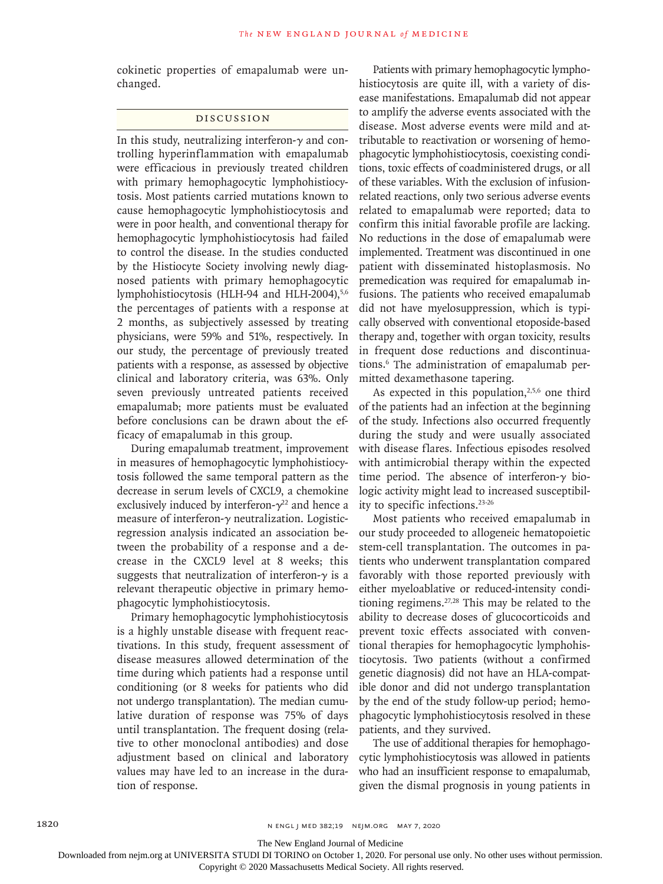cokinetic properties of emapalumab were unchanged.

## Discussion

In this study, neutralizing interferon-γ and controlling hyperinflammation with emapalumab were efficacious in previously treated children with primary hemophagocytic lymphohistiocytosis. Most patients carried mutations known to cause hemophagocytic lymphohistiocytosis and were in poor health, and conventional therapy for hemophagocytic lymphohistiocytosis had failed to control the disease. In the studies conducted by the Histiocyte Society involving newly diagnosed patients with primary hemophagocytic lymphohistiocytosis (HLH-94 and HLH-2004),[5,6] the percentages of patients with a response at 2 months, as subjectively assessed by treating physicians, were 59% and 51%, respectively. In our study, the percentage of previously treated patients with a response, as assessed by objective clinical and laboratory criteria, was 63%. Only seven previously untreated patients received emapalumab; more patients must be evaluated before conclusions can be drawn about the efficacy of emapalumab in this group.

During emapalumab treatment, improvement in measures of hemophagocytic lymphohistiocytosis followed the same temporal pattern as the decrease in serum levels of CXCL9, a chemokine exclusively induced by interferon-γ[22] and hence a measure of interferon-γ neutralization. Logistic-regression analysis indicated an association between the probability of a response and a decrease in the CXCL9 level at 8 weeks; this suggests that neutralization of interferon-γ is a relevant therapeutic objective in primary hemophagocytic lymphohistiocytosis.

Primary hemophagocytic lymphohistiocytosis is a highly unstable disease with frequent reactivations. In this study, frequent assessment of disease measures allowed determination of the time during which patients had a response until conditioning (or 8 weeks for patients who did not undergo transplantation). The median cumulative duration of response was 75% of days until transplantation. The frequent dosing (relative to other monoclonal antibodies) and dose adjustment based on clinical and laboratory values may have led to an increase in the duration of response.

Patients with primary hemophagocytic lymphohistiocytosis are quite ill, with a variety of disease manifestations. Emapalumab did not appear to amplify the adverse events associated with the disease. Most adverse events were mild and attributable to reactivation or worsening of hemophagocytic lymphohistiocytosis, coexisting conditions, toxic effects of coadministered drugs, or all of these variables. With the exclusion of infusion-related reactions, only two serious adverse events related to emapalumab were reported; data to confirm this initial favorable profile are lacking. No reductions in the dose of emapalumab were implemented. Treatment was discontinued in one patient with disseminated histoplasmosis. No premedication was required for emapalumab infusions. The patients who received emapalumab did not have myelosuppression, which is typically observed with conventional etoposide-based therapy and, together with organ toxicity, results in frequent dose reductions and discontinuations.[6] The administration of emapalumab permitted dexamethasone tapering.

As expected in this population,[2,5,6] one third of the patients had an infection at the beginning of the study. Infections also occurred frequently during the study and were usually associated with disease flares. Infectious episodes resolved with antimicrobial therapy within the expected time period. The absence of interferon-γ biologic activity might lead to increased susceptibility to specific infections.[23-26]

Most patients who received emapalumab in our study proceeded to allogeneic hematopoietic stem-cell transplantation. The outcomes in patients who underwent transplantation compared favorably with those reported previously with either myeloablative or reduced-intensity conditioning regimens.[27,28] This may be related to the ability to decrease doses of glucocorticoids and prevent toxic effects associated with conventional therapies for hemophagocytic lymphohistiocytosis. Two patients (without a confirmed genetic diagnosis) did not have an HLA-compatible donor and did not undergo transplantation by the end of the study follow-up period; hemophagocytic lymphohistiocytosis resolved in these patients, and they survived.

The use of additional therapies for hemophagocytic lymphohistiocytosis was allowed in patients who had an insufficient response to emapalumab, given the dismal prognosis in young patients in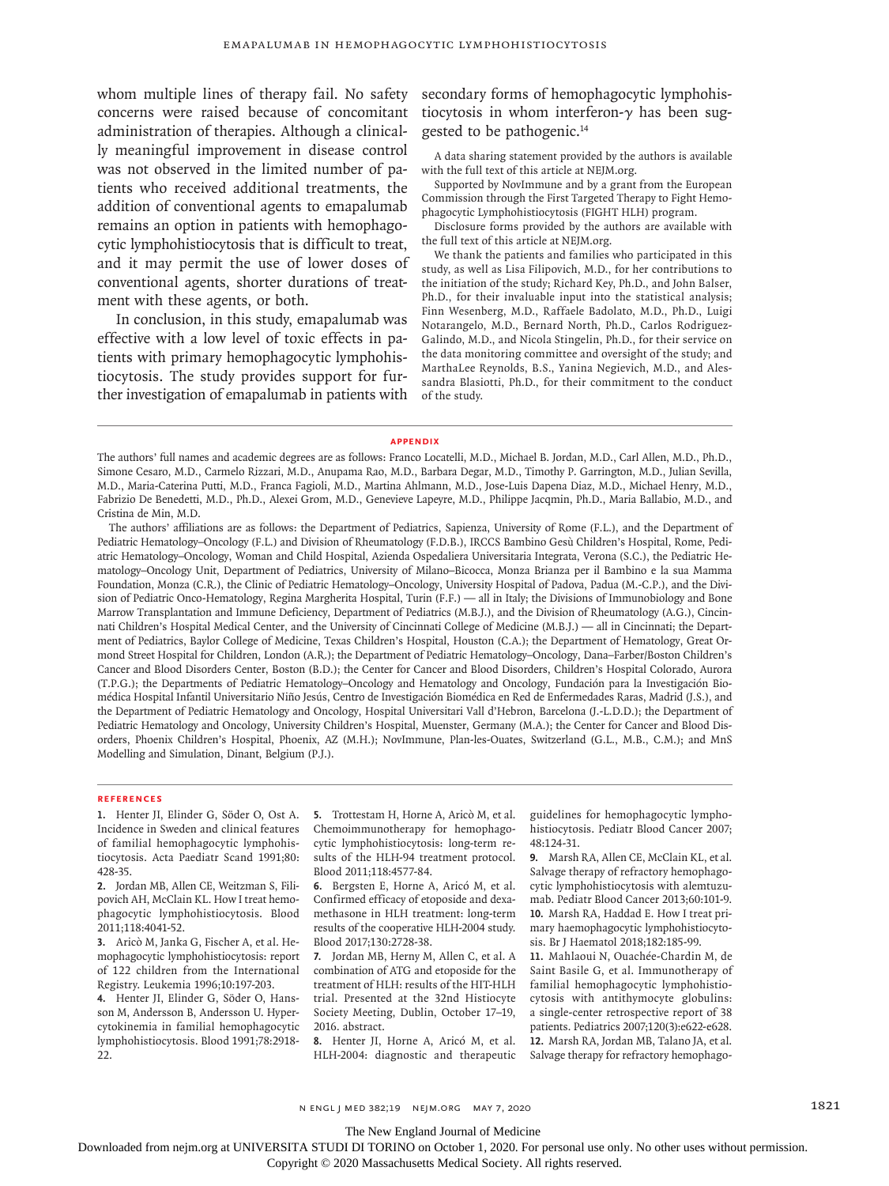whom multiple lines of therapy fail. No safety concerns were raised because of concomitant administration of therapies. Although a clinically meaningful improvement in disease control was not observed in the limited number of patients who received additional treatments, the addition of conventional agents to emapalumab remains an option in patients with hemophagocytic lymphohistiocytosis that is difficult to treat, and it may permit the use of lower doses of conventional agents, shorter durations of treatment with these agents, or both.

In conclusion, in this study, emapalumab was effective with a low level of toxic effects in patients with primary hemophagocytic lymphohistiocytosis. The study provides support for further investigation of emapalumab in patients with secondary forms of hemophagocytic lymphohistiocytosis in whom interferon-γ has been suggested to be pathogenic.[14]

A data sharing statement provided by the authors is available with the full text of this article at NEJM.org.

Supported by NovImmune and by a grant from the European Commission through the First Targeted Therapy to Fight Hemophagocytic Lymphohistiocytosis (FIGHT HLH) program.

Disclosure forms provided by the authors are available with the full text of this article at NEJM.org.

We thank the patients and families who participated in this study, as well as Lisa Filipovich, M.D., for her contributions to the initiation of the study; Richard Key, Ph.D., and John Balser, Ph.D., for their invaluable input into the statistical analysis; Finn Wesenberg, M.D., Raffaele Badolato, M.D., Ph.D., Luigi Notarangelo, M.D., Bernard North, Ph.D., Carlos Rodriguez-Galindo, M.D., and Nicola Stingelin, Ph.D., for their service on the data monitoring committee and oversight of the study; and MarthaLee Reynolds, B.S., Yanina Negievich, M.D., and Alessandra Blasiotti, Ph.D., for their commitment to the conduct of the study.

## APPENDIX

The authors' full names and academic degrees are as follows: Franco Locatelli, M.D., Michael B. Jordan, M.D., Carl Allen, M.D., Ph.D., Simone Cesaro, M.D., Carmelo Rizzari, M.D., Anupama Rao, M.D., Barbara Degar, M.D., Timothy P. Garrington, M.D., Julian Sevilla, M.D., Maria-Caterina Putti, M.D., Franca Fagioli, M.D., Martina Ahlmann, M.D., Jose-Luis Dapena Diaz, M.D., Michael Henry, M.D., Fabrizio De Benedetti, M.D., Ph.D., Alexei Grom, M.D., Genevieve Lapeyre, M.D., Philippe Jacqmin, Ph.D., Maria Ballabio, M.D., and Cristina de Min, M.D.

The authors' affiliations are as follows: the Department of Pediatrics, Sapienza, University of Rome (F.L.), and the Department of Pediatric Hematology–Oncology (F.L.) and Division of Rheumatology (F.D.B.), IRCCS Bambino Gesù Children's Hospital, Rome, Pediatric Hematology–Oncology, Woman and Child Hospital, Azienda Ospedaliera Universitaria Integrata, Verona (S.C.), the Pediatric Hematology–Oncology Unit, Department of Pediatrics, University of Milano–Bicocca, Monza Brianza per il Bambino e la sua Mamma Foundation, Monza (C.R.), the Clinic of Pediatric Hematology–Oncology, University Hospital of Padova, Padua (M.-C.P.), and the Division of Pediatric Onco-Hematology, Regina Margherita Hospital, Turin (F.F.) — all in Italy; the Divisions of Immunobiology and Bone Marrow Transplantation and Immune Deficiency, Department of Pediatrics (M.B.J.), and the Division of Rheumatology (A.G.), Cincinnati Children's Hospital Medical Center, and the University of Cincinnati College of Medicine (M.B.J.) — all in Cincinnati; the Department of Pediatrics, Baylor College of Medicine, Texas Children's Hospital, Houston (C.A.); the Department of Hematology, Great Ormond Street Hospital for Children, London (A.R.); the Department of Pediatric Hematology–Oncology, Dana–Farber/Boston Children's Cancer and Blood Disorders Center, Boston (B.D.); the Center for Cancer and Blood Disorders, Children's Hospital Colorado, Aurora (T.P.G.); the Departments of Pediatric Hematology–Oncology and Hematology and Oncology, Fundación para la Investigación Biomédica Hospital Infantil Universitario Niño Jesús, Centro de Investigación Biomédica en Red de Enfermedades Raras, Madrid (J.S.), and the Department of Pediatric Hematology and Oncology, Hospital Universitari Vall d'Hebron, Barcelona (J.-L.D.D.); the Department of Pediatric Hematology and Oncology, University Children's Hospital, Muenster, Germany (M.A.); the Center for Cancer and Blood Disorders, Phoenix Children's Hospital, Phoenix, AZ (M.H.); NovImmune, Plan-les-Ouates, Switzerland (G.L., M.B., C.M.); and MnS Modelling and Simulation, Dinant, Belgium (P.J.).

## REFERENCES

1. Henter JI, Elinder G, Söder O, Ost A. Incidence in Sweden and clinical features of familial hemophagocytic lymphohistiocytosis. Acta Paediatr Scand 1991;80:428-35.
2. Jordan MB, Allen CE, Weitzman S, Filipovich AH, McClain KL. How I treat hemophagocytic lymphohistiocytosis. Blood 2011;118:4041-52.
3. Aricò M, Janka G, Fischer A, et al. Hemophagocytic lymphohistiocytosis: report of 122 children from the International Registry. Leukemia 1996;10:197-203.
4. Henter JI, Elinder G, Söder O, Hansson M, Andersson B, Andersson U. Hypercytokinemia in familial hemophagocytic lymphohistiocytosis. Blood 1991;78:2918-22.
5. Trottestam H, Horne A, Aricò M, et al. Chemoimmunotherapy for hemophagocytic lymphohistiocytosis: long-term results of the HLH-94 treatment protocol. Blood 2011;118:4577-84.
6. Bergsten E, Horne A, Aricó M, et al. Confirmed efficacy of etoposide and dexamethasone in HLH treatment: long-term results of the cooperative HLH-2004 study. Blood 2017;130:2728-38.
7. Jordan MB, Herny M, Allen C, et al. A combination of ATG and etoposide for the treatment of HLH: results of the HIT-HLH trial. Presented at the 32nd Histiocyte Society Meeting, Dublin, October 17–19, 2016. abstract.
8. Henter JI, Horne A, Aricó M, et al. HLH-2004: diagnostic and therapeutic guidelines for hemophagocytic lymphohistiocytosis. Pediatr Blood Cancer 2007;48:124-31.
9. Marsh RA, Allen CE, McClain KL, et al. Salvage therapy of refractory hemophagocytic lymphohistiocytosis with alemtuzumab. Pediatr Blood Cancer 2013;60:101-9.
10. Marsh RA, Haddad E. How I treat primary haemophagocytic lymphohistiocytosis. Br J Haematol 2018;182:185-99.
11. Mahlaoui N, Ouachée-Chardin M, de Saint Basile G, et al. Immunotherapy of familial hemophagocytic lymphohistiocytosis with antithymocyte globulins: a single-center retrospective report of 38 patients. Pediatrics 2007;120(3):e622-e628.
12. Marsh RA, Jordan MB, Talano JA, et al. Salvage therapy for refractory hemophago-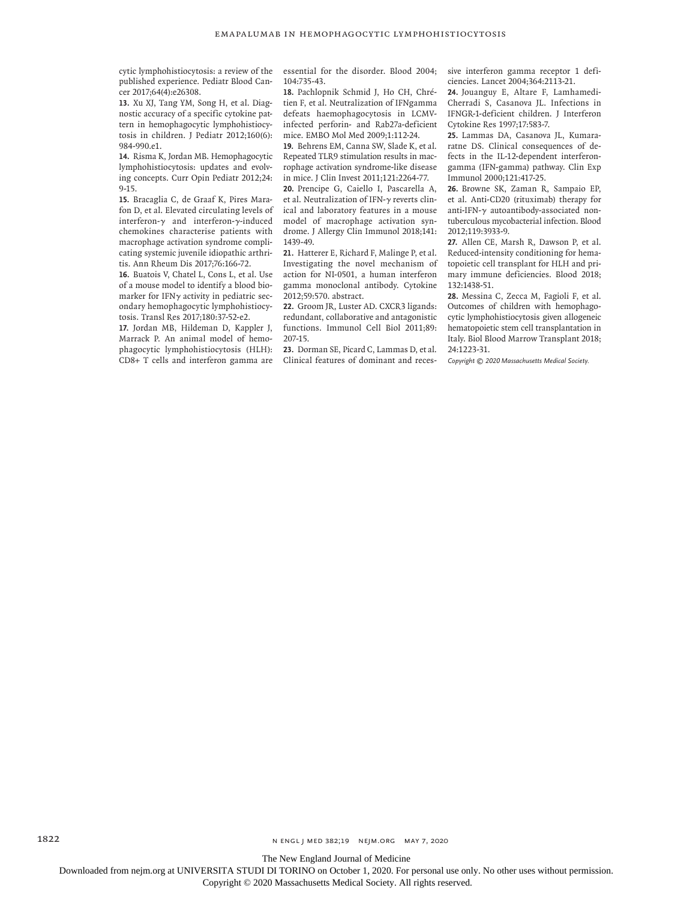cytic lymphohistiocytosis: a review of the published experience. Pediatr Blood Cancer 2017;64(4):e26308.

**13.** Xu XJ, Tang YM, Song H, et al. Diagnostic accuracy of a specific cytokine pattern in hemophagocytic lymphohistiocytosis in children. J Pediatr 2012;160(6): 984-990.e1.

**14.** Risma K, Jordan MB. Hemophagocytic lymphohistiocytosis: updates and evolving concepts. Curr Opin Pediatr 2012;24: 9-15.

**15.** Bracaglia C, de Graaf K, Pires Marafon D, et al. Elevated circulating levels of interferon-γ and interferon-γ-induced chemokines characterise patients with macrophage activation syndrome complicating systemic juvenile idiopathic arthritis. Ann Rheum Dis 2017;76:166-72.

**16.** Buatois V, Chatel L, Cons L, et al. Use of a mouse model to identify a blood biomarker for IFNγ activity in pediatric secondary hemophagocytic lymphohistiocytosis. Transl Res 2017;180:37-52-e2.

**17.** Jordan MB, Hildeman D, Kappler J, Marrack P. An animal model of hemophagocytic lymphohistiocytosis (HLH): CD8+ T cells and interferon gamma are essential for the disorder. Blood 2004; 104:735-43.

**18.** Pachlopnik Schmid J, Ho CH, Chrétien F, et al. Neutralization of IFNgamma defeats haemophagocytosis in LCMV-infected perforin- and Rab27a-deficient mice. EMBO Mol Med 2009;1:112-24.

**19.** Behrens EM, Canna SW, Slade K, et al. Repeated TLR9 stimulation results in macrophage activation syndrome-like disease in mice. J Clin Invest 2011;121:2264-77.

**20.** Prencipe G, Caiello I, Pascarella A, et al. Neutralization of IFN-γ reverts clinical and laboratory features in a mouse model of macrophage activation syndrome. J Allergy Clin Immunol 2018;141: 1439-49.

**21.** Hatterer E, Richard F, Malinge P, et al. Investigating the novel mechanism of action for NI-0501, a human interferon gamma monoclonal antibody. Cytokine 2012;59:570. abstract.

**22.** Groom JR, Luster AD. CXCR3 ligands: redundant, collaborative and antagonistic functions. Immunol Cell Biol 2011;89: 207-15.

**23.** Dorman SE, Picard C, Lammas D, et al. Clinical features of dominant and recessive interferon gamma receptor 1 deficiencies. Lancet 2004;364:2113-21.

**24.** Jouanguy E, Altare F, Lamhamedi-Cherradi S, Casanova JL. Infections in IFNGR-1-deficient children. J Interferon Cytokine Res 1997;17:583-7.

**25.** Lammas DA, Casanova JL, Kumararatne DS. Clinical consequences of defects in the IL-12-dependent interferon-gamma (IFN-gamma) pathway. Clin Exp Immunol 2000;121:417-25.

**26.** Browne SK, Zaman R, Sampaio EP, et al. Anti-CD20 (rituximab) therapy for anti-IFN-γ autoantibody-associated nontuberculous mycobacterial infection. Blood 2012;119:3933-9.

**27.** Allen CE, Marsh R, Dawson P, et al. Reduced-intensity conditioning for hematopoietic cell transplant for HLH and primary immune deficiencies. Blood 2018; 132:1438-51.

**28.** Messina C, Zecca M, Fagioli F, et al. Outcomes of children with hemophagocytic lymphohistiocytosis given allogeneic hematopoietic stem cell transplantation in Italy. Biol Blood Marrow Transplant 2018; 24:1223-31.

*Copyright © 2020 Massachusetts Medical Society.*